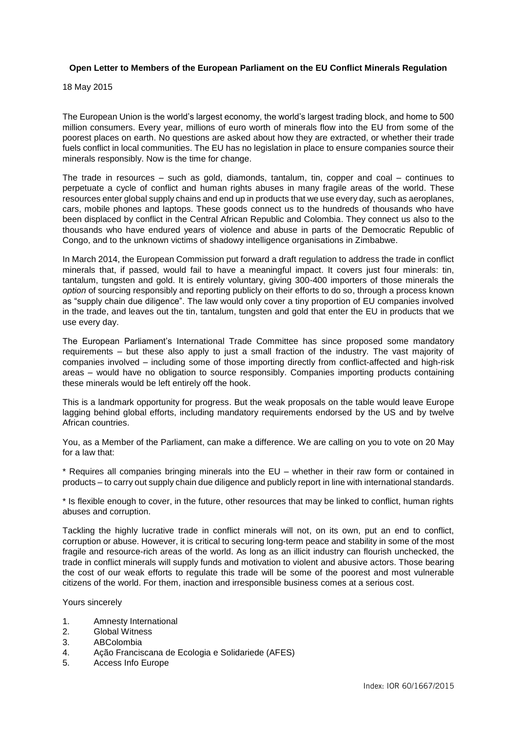**Open Letter to Members of the European Parliament on the EU Conflict Minerals Regulation**

18 May 2015

The European Union is the world's largest economy, the world's largest trading block, and home to 500 million consumers. Every year, millions of euro worth of minerals flow into the EU from some of the poorest places on earth. No questions are asked about how they are extracted, or whether their trade fuels conflict in local communities. The EU has no legislation in place to ensure companies source their minerals responsibly. Now is the time for change.

The trade in resources – such as gold, diamonds, tantalum, tin, copper and coal – continues to perpetuate a cycle of conflict and human rights abuses in many fragile areas of the world. These resources enter global supply chains and end up in products that we use every day, such as aeroplanes, cars, mobile phones and laptops. These goods connect us to the hundreds of thousands who have been displaced by conflict in the Central African Republic and Colombia. They connect us also to the thousands who have endured years of violence and abuse in parts of the Democratic Republic of Congo, and to the unknown victims of shadowy intelligence organisations in Zimbabwe.

In March 2014, the European Commission put forward a draft regulation to address the trade in conflict minerals that, if passed, would fail to have a meaningful impact. It covers just four minerals: tin, tantalum, tungsten and gold. It is entirely voluntary, giving 300-400 importers of those minerals the *option* of sourcing responsibly and reporting publicly on their efforts to do so, through a process known as "supply chain due diligence". The law would only cover a tiny proportion of EU companies involved in the trade, and leaves out the tin, tantalum, tungsten and gold that enter the EU in products that we use every day.

The European Parliament's International Trade Committee has since proposed some mandatory requirements – but these also apply to just a small fraction of the industry. The vast majority of companies involved – including some of those importing directly from conflict-affected and high-risk areas – would have no obligation to source responsibly. Companies importing products containing these minerals would be left entirely off the hook.

This is a landmark opportunity for progress. But the weak proposals on the table would leave Europe lagging behind global efforts, including mandatory requirements endorsed by the US and by twelve African countries.

You, as a Member of the Parliament, can make a difference. We are calling on you to vote on 20 May for a law that:

* Requires all companies bringing minerals into the EU – whether in their raw form or contained in products – to carry out supply chain due diligence and publicly report in line with international standards.

* Is flexible enough to cover, in the future, other resources that may be linked to conflict, human rights abuses and corruption.

Tackling the highly lucrative trade in conflict minerals will not, on its own, put an end to conflict, corruption or abuse. However, it is critical to securing long-term peace and stability in some of the most fragile and resource-rich areas of the world. As long as an illicit industry can flourish unchecked, the trade in conflict minerals will supply funds and motivation to violent and abusive actors. Those bearing the cost of our weak efforts to regulate this trade will be some of the poorest and most vulnerable citizens of the world. For them, inaction and irresponsible business comes at a serious cost.

Yours sincerely

1. Amnesty International
2. Global Witness
3. ABColombia
4. Ação Franciscana de Ecologia e Solidariede (AFES)
5. Access Info Europe

Index: IOR 60/1667/2015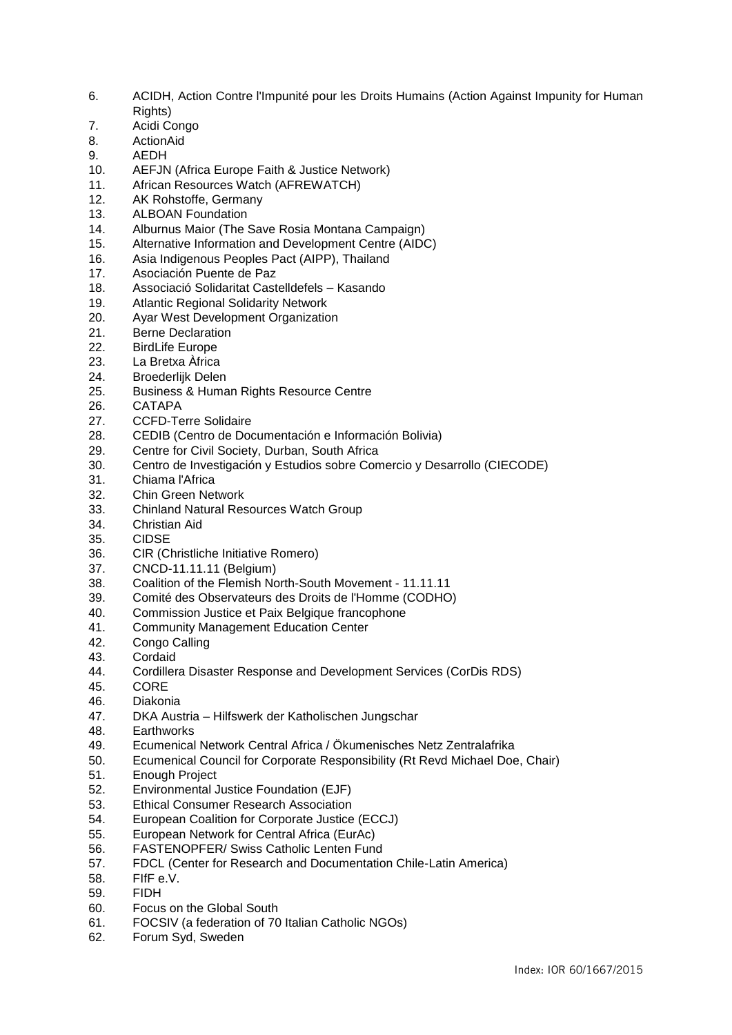6. ACIDH, Action Contre l'Impunité pour les Droits Humains (Action Against Impunity for Human Rights)
7. Acidi Congo
8. ActionAid
9. AEDH
10. AEFJN (Africa Europe Faith & Justice Network)
11. African Resources Watch (AFREWATCH)
12. AK Rohstoffe, Germany
13. ALBOAN Foundation
14. Alburnus Maior (The Save Rosia Montana Campaign)
15. Alternative Information and Development Centre (AIDC)
16. Asia Indigenous Peoples Pact (AIPP), Thailand
17. Asociación Puente de Paz
18. Associació Solidaritat Castelldefels – Kasando
19. Atlantic Regional Solidarity Network
20. Ayar West Development Organization
21. Berne Declaration
22. BirdLife Europe
23. La Bretxa Àfrica
24. Broederlijk Delen
25. Business & Human Rights Resource Centre
26. CATAPA
27. CCFD-Terre Solidaire
28. CEDIB (Centro de Documentación e Información Bolivia)
29. Centre for Civil Society, Durban, South Africa
30. Centro de Investigación y Estudios sobre Comercio y Desarrollo (CIECODE)
31. Chiama l'Africa
32. Chin Green Network
33. Chinland Natural Resources Watch Group
34. Christian Aid
35. CIDSE
36. CIR (Christliche Initiative Romero)
37. CNCD-11.11.11 (Belgium)
38. Coalition of the Flemish North-South Movement - 11.11.11
39. Comité des Observateurs des Droits de l'Homme (CODHO)
40. Commission Justice et Paix Belgique francophone
41. Community Management Education Center
42. Congo Calling
43. Cordaid
44. Cordillera Disaster Response and Development Services (CorDis RDS)
45. CORE
46. Diakonia
47. DKA Austria – Hilfswerk der Katholischen Jungschar
48. Earthworks
49. Ecumenical Network Central Africa / Ökumenisches Netz Zentralafrika
50. Ecumenical Council for Corporate Responsibility (Rt Revd Michael Doe, Chair)
51. Enough Project
52. Environmental Justice Foundation (EJF)
53. Ethical Consumer Research Association
54. European Coalition for Corporate Justice (ECCJ)
55. European Network for Central Africa (EurAc)
56. FASTENOPFER/ Swiss Catholic Lenten Fund
57. FDCL (Center for Research and Documentation Chile-Latin America)
58. FIfF e.V.
59. FIDH
60. Focus on the Global South
61. FOCSIV (a federation of 70 Italian Catholic NGOs)
62. Forum Syd, Sweden

Index: IOR 60/1667/2015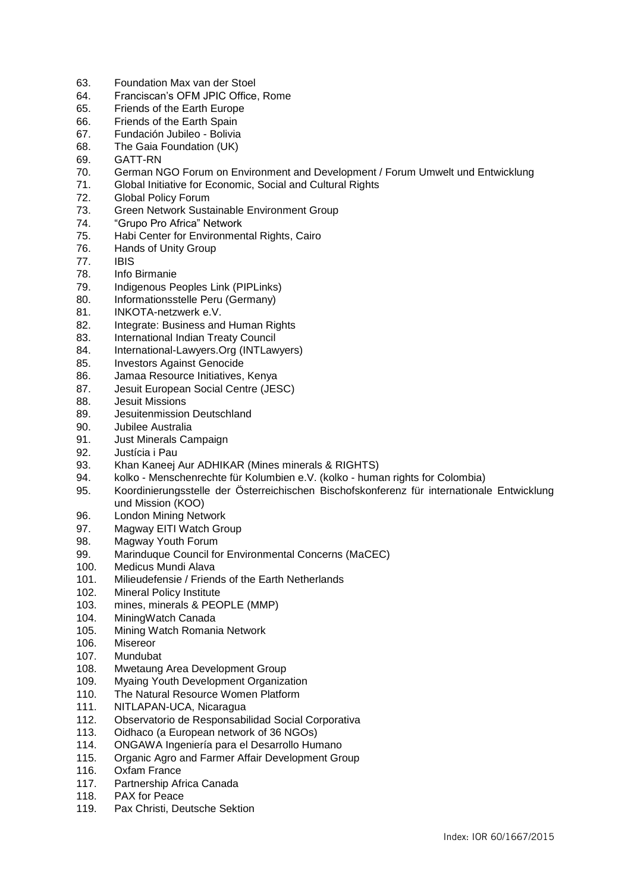63. Foundation Max van der Stoel
64. Franciscan's OFM JPIC Office, Rome
65. Friends of the Earth Europe
66. Friends of the Earth Spain
67. Fundación Jubileo - Bolivia
68. The Gaia Foundation (UK)
69. GATT-RN
70. German NGO Forum on Environment and Development / Forum Umwelt und Entwicklung
71. Global Initiative for Economic, Social and Cultural Rights
72. Global Policy Forum
73. Green Network Sustainable Environment Group
74. "Grupo Pro Africa" Network
75. Habi Center for Environmental Rights, Cairo
76. Hands of Unity Group
77. IBIS
78. Info Birmanie
79. Indigenous Peoples Link (PIPLinks)
80. Informationsstelle Peru (Germany)
81. INKOTA-netzwerk e.V.
82. Integrate: Business and Human Rights
83. International Indian Treaty Council
84. International-Lawyers.Org (INTLawyers)
85. Investors Against Genocide
86. Jamaa Resource Initiatives, Kenya
87. Jesuit European Social Centre (JESC)
88. Jesuit Missions
89. Jesuitenmission Deutschland
90. Jubilee Australia
91. Just Minerals Campaign
92. Justícia i Pau
93. Khan Kaneej Aur ADHIKAR (Mines minerals & RIGHTS)
94. kolko - Menschenrechte für Kolumbien e.V. (kolko - human rights for Colombia)
95. Koordinierungsstelle der Österreichischen Bischofskonferenz für internationale Entwicklung und Mission (KOO)
96. London Mining Network
97. Magway EITI Watch Group
98. Magway Youth Forum
99. Marinduque Council for Environmental Concerns (MaCEC)
100. Medicus Mundi Alava
101. Milieudefensie / Friends of the Earth Netherlands
102. Mineral Policy Institute
103. mines, minerals & PEOPLE (MMP)
104. MiningWatch Canada
105. Mining Watch Romania Network
106. Misereor
107. Mundubat
108. Mwetaung Area Development Group
109. Myaing Youth Development Organization
110. The Natural Resource Women Platform
111. NITLAPAN-UCA, Nicaragua
112. Observatorio de Responsabilidad Social Corporativa
113. Oidhaco (a European network of 36 NGOs)
114. ONGAWA Ingeniería para el Desarrollo Humano
115. Organic Agro and Farmer Affair Development Group
116. Oxfam France
117. Partnership Africa Canada
118. PAX for Peace
119. Pax Christi, Deutsche Sektion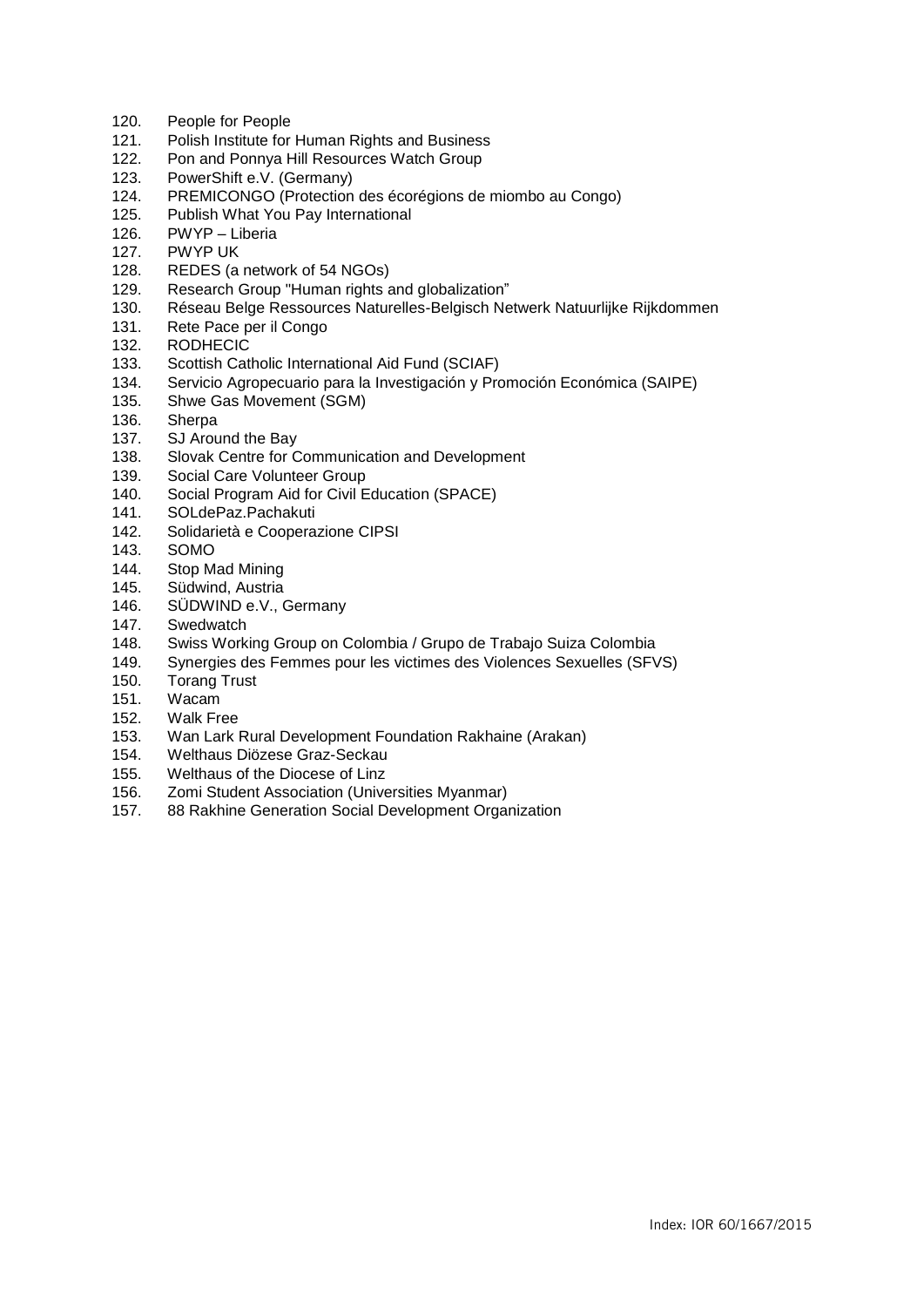120. People for People
121. Polish Institute for Human Rights and Business
122. Pon and Ponnya Hill Resources Watch Group
123. PowerShift e.V. (Germany)
124. PREMICONGO (Protection des écorégions de miombo au Congo)
125. Publish What You Pay International
126. PWYP – Liberia
127. PWYP UK
128. REDES (a network of 54 NGOs)
129. Research Group "Human rights and globalization"
130. Réseau Belge Ressources Naturelles-Belgisch Netwerk Natuurlijke Rijkdommen
131. Rete Pace per il Congo
132. RODHECIC
133. Scottish Catholic International Aid Fund (SCIAF)
134. Servicio Agropecuario para la Investigación y Promoción Económica (SAIPE)
135. Shwe Gas Movement (SGM)
136. Sherpa
137. SJ Around the Bay
138. Slovak Centre for Communication and Development
139. Social Care Volunteer Group
140. Social Program Aid for Civil Education (SPACE)
141. SOLdePaz.Pachakuti
142. Solidarietà e Cooperazione CIPSI
143. SOMO
144. Stop Mad Mining
145. Südwind, Austria
146. SÜDWIND e.V., Germany
147. Swedwatch
148. Swiss Working Group on Colombia / Grupo de Trabajo Suiza Colombia
149. Synergies des Femmes pour les victimes des Violences Sexuelles (SFVS)
150. Torang Trust
151. Wacam
152. Walk Free
153. Wan Lark Rural Development Foundation Rakhaine (Arakan)
154. Welthaus Diözese Graz-Seckau
155. Welthaus of the Diocese of Linz
156. Zomi Student Association (Universities Myanmar)
157. 88 Rakhine Generation Social Development Organization

Index: IOR 60/1667/2015